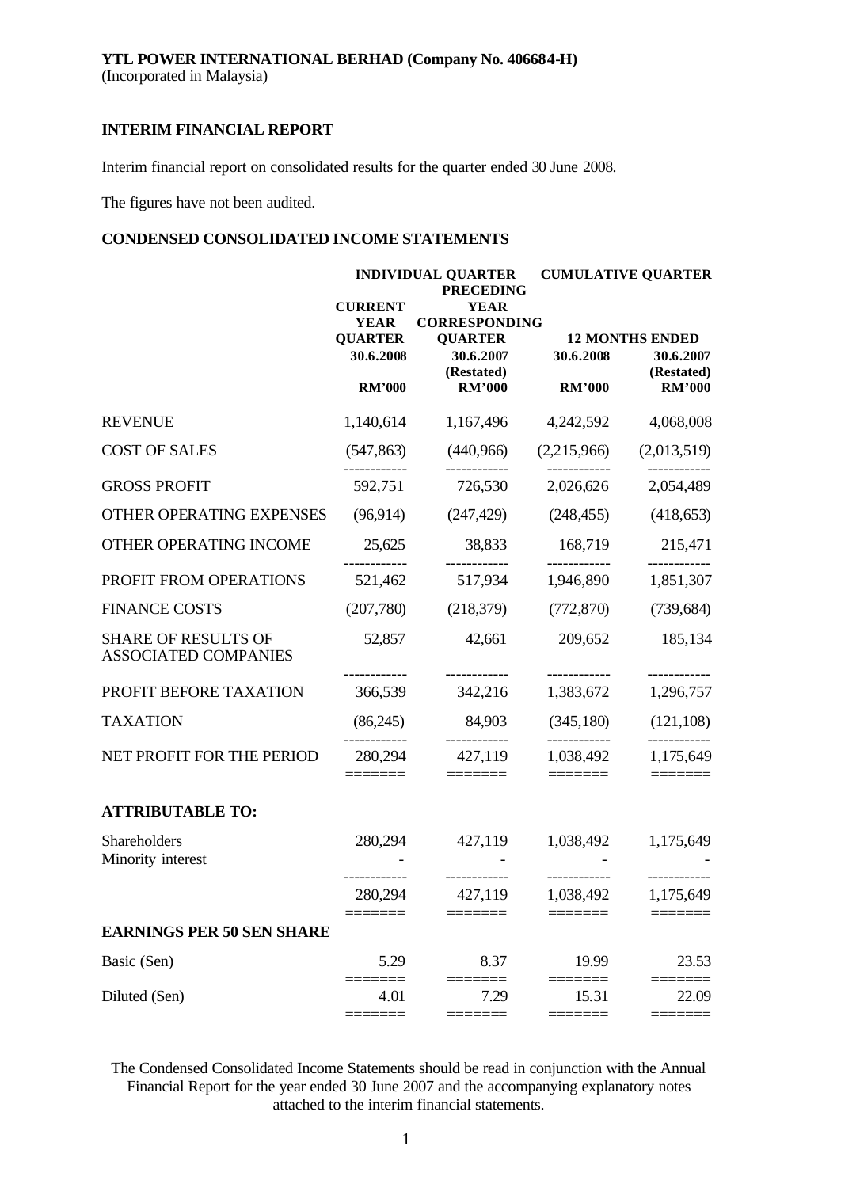**YTL POWER INTERNATIONAL BERHAD (Company No. 406684-H)**
(Incorporated in Malaysia)

**INTERIM FINANCIAL REPORT**

Interim financial report on consolidated results for the quarter ended 30 June 2008.

The figures have not been audited.

**CONDENSED CONSOLIDATED INCOME STATEMENTS**

| | INDIVIDUAL QUARTER | | CUMULATIVE QUARTER | |
|---|---|---|---|---|
| | CURRENT YEAR QUARTER | PRECEDING YEAR CORRESPONDING QUARTER | 12 MONTHS ENDED | |
| | 30.6.2008 | 30.6.2007 (Restated) | 30.6.2008 | 30.6.2007 (Restated) |
| | RM'000 | RM'000 | RM'000 | RM'000 |
| REVENUE | 1,140,614 | 1,167,496 | 4,242,592 | 4,068,008 |
| COST OF SALES | (547,863) | (440,966) | (2,215,966) | (2,013,519) |
| GROSS PROFIT | 592,751 | 726,530 | 2,026,626 | 2,054,489 |
| OTHER OPERATING EXPENSES | (96,914) | (247,429) | (248,455) | (418,653) |
| OTHER OPERATING INCOME | 25,625 | 38,833 | 168,719 | 215,471 |
| PROFIT FROM OPERATIONS | 521,462 | 517,934 | 1,946,890 | 1,851,307 |
| FINANCE COSTS | (207,780) | (218,379) | (772,870) | (739,684) |
| SHARE OF RESULTS OF ASSOCIATED COMPANIES | 52,857 | 42,661 | 209,652 | 185,134 |
| PROFIT BEFORE TAXATION | 366,539 | 342,216 | 1,383,672 | 1,296,757 |
| TAXATION | (86,245) | 84,903 | (345,180) | (121,108) |
| NET PROFIT FOR THE PERIOD | 280,294 | 427,119 | 1,038,492 | 1,175,649 |
| **ATTRIBUTABLE TO:** | | | | |
| Shareholders | 280,294 | 427,119 | 1,038,492 | 1,175,649 |
| Minority interest | - | - | - | - |
| | 280,294 | 427,119 | 1,038,492 | 1,175,649 |
| **EARNINGS PER 50 SEN SHARE** | | | | |
| Basic (Sen) | 5.29 | 8.37 | 19.99 | 23.53 |
| Diluted (Sen) | 4.01 | 7.29 | 15.31 | 22.09 |

The Condensed Consolidated Income Statements should be read in conjunction with the Annual Financial Report for the year ended 30 June 2007 and the accompanying explanatory notes attached to the interim financial statements.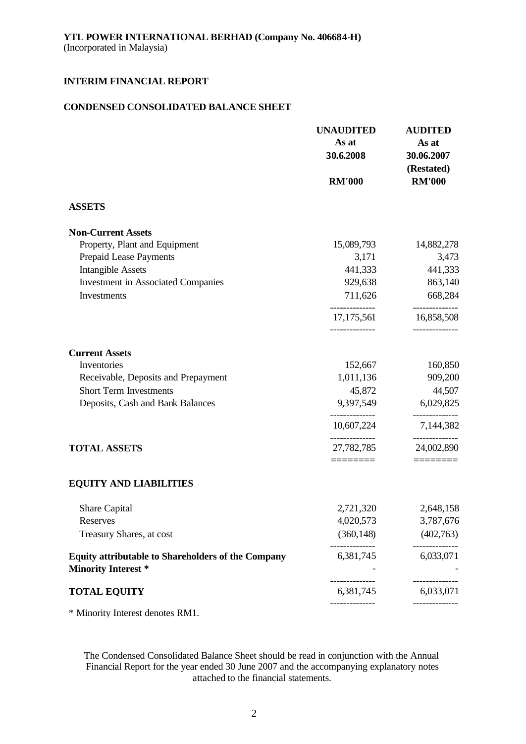**YTL POWER INTERNATIONAL BERHAD (Company No. 406684-H)**
(Incorporated in Malaysia)

**INTERIM FINANCIAL REPORT**

**CONDENSED CONSOLIDATED BALANCE SHEET**

| | UNAUDITED As at 30.6.2008 RM'000 | AUDITED As at 30.06.2007 (Restated) RM'000 |
|---|---|---|
| **ASSETS** | | |
| **Non-Current Assets** | | |
| Property, Plant and Equipment | 15,089,793 | 14,882,278 |
| Prepaid Lease Payments | 3,171 | 3,473 |
| Intangible Assets | 441,333 | 441,333 |
| Investment in Associated Companies | 929,638 | 863,140 |
| Investments | 711,626 | 668,284 |
| | 17,175,561 | 16,858,508 |
| **Current Assets** | | |
| Inventories | 152,667 | 160,850 |
| Receivable, Deposits and Prepayment | 1,011,136 | 909,200 |
| Short Term Investments | 45,872 | 44,507 |
| Deposits, Cash and Bank Balances | 9,397,549 | 6,029,825 |
| | 10,607,224 | 7,144,382 |
| **TOTAL ASSETS** | 27,782,785 | 24,002,890 |
| **EQUITY AND LIABILITIES** | | |
| Share Capital | 2,721,320 | 2,648,158 |
| Reserves | 4,020,573 | 3,787,676 |
| Treasury Shares, at cost | (360,148) | (402,763) |
| **Equity attributable to Shareholders of the Company** | 6,381,745 | 6,033,071 |
| **Minority Interest \*** | - | - |
| **TOTAL EQUITY** | 6,381,745 | 6,033,071 |

\* Minority Interest denotes RM1.

The Condensed Consolidated Balance Sheet should be read in conjunction with the Annual Financial Report for the year ended 30 June 2007 and the accompanying explanatory notes attached to the financial statements.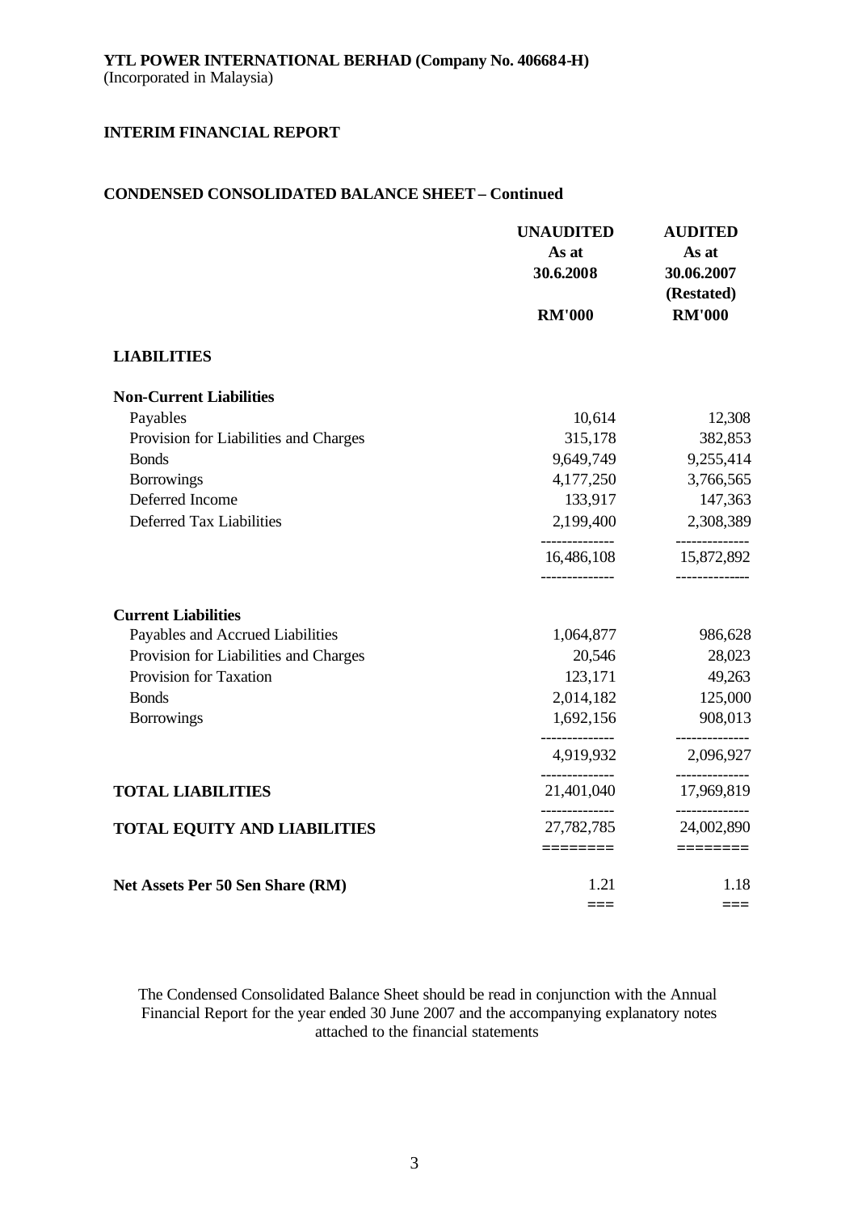**YTL POWER INTERNATIONAL BERHAD (Company No. 406684-H)**
(Incorporated in Malaysia)

**INTERIM FINANCIAL REPORT**

**CONDENSED CONSOLIDATED BALANCE SHEET – Continued**

| | UNAUDITED As at 30.6.2008 RM'000 | AUDITED As at 30.06.2007 (Restated) RM'000 |
|---|---|---|
| **LIABILITIES** | | |
| **Non-Current Liabilities** | | |
| Payables | 10,614 | 12,308 |
| Provision for Liabilities and Charges | 315,178 | 382,853 |
| Bonds | 9,649,749 | 9,255,414 |
| Borrowings | 4,177,250 | 3,766,565 |
| Deferred Income | 133,917 | 147,363 |
| Deferred Tax Liabilities | 2,199,400 | 2,308,389 |
| | 16,486,108 | 15,872,892 |
| **Current Liabilities** | | |
| Payables and Accrued Liabilities | 1,064,877 | 986,628 |
| Provision for Liabilities and Charges | 20,546 | 28,023 |
| Provision for Taxation | 123,171 | 49,263 |
| Bonds | 2,014,182 | 125,000 |
| Borrowings | 1,692,156 | 908,013 |
| | 4,919,932 | 2,096,927 |
| **TOTAL LIABILITIES** | 21,401,040 | 17,969,819 |
| **TOTAL EQUITY AND LIABILITIES** | 27,782,785 | 24,002,890 |
| **Net Assets Per 50 Sen Share (RM)** | 1.21 | 1.18 |

The Condensed Consolidated Balance Sheet should be read in conjunction with the Annual Financial Report for the year ended 30 June 2007 and the accompanying explanatory notes attached to the financial statements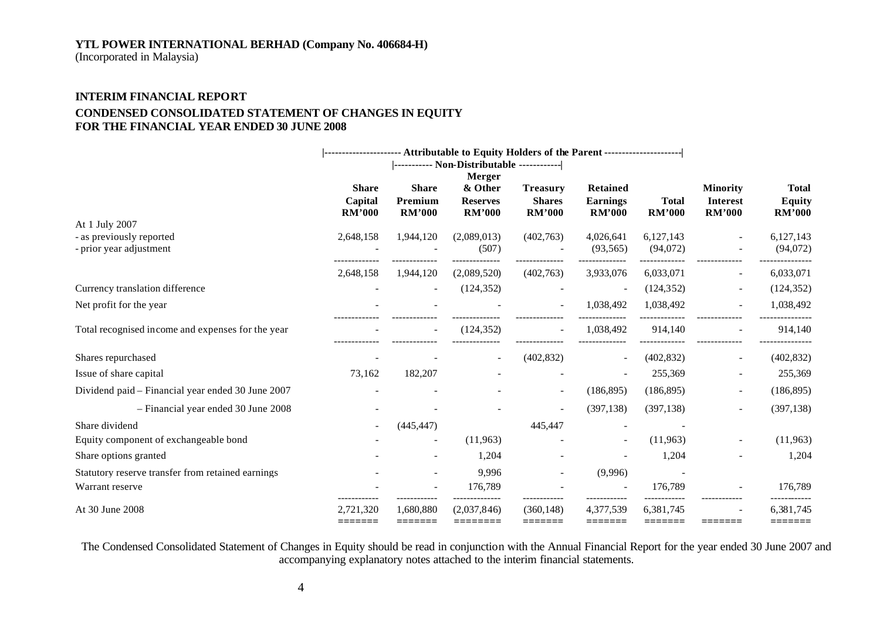**YTL POWER INTERNATIONAL BERHAD (Company No. 406684-H)**
(Incorporated in Malaysia)

## INTERIM FINANCIAL REPORT

### CONDENSED CONSOLIDATED STATEMENT OF CHANGES IN EQUITY FOR THE FINANCIAL YEAR ENDED 30 JUNE 2008

| | Attributable to Equity Holders of the Parent | | | | | | | |
|---|---|---|---|---|---|---|---|---|
| | | Non-Distributable | | | | | | |
| | Share Capital RM'000 | Share Premium RM'000 | Merger & Other Reserves RM'000 | Treasury Shares RM'000 | Retained Earnings RM'000 | Total RM'000 | Minority Interest RM'000 | Total Equity RM'000 |
| At 1 July 2007 | | | | | | | | |
| - as previously reported | 2,648,158 | 1,944,120 | (2,089,013) | (402,763) | 4,026,641 | 6,127,143 | - | 6,127,143 |
| - prior year adjustment | - | - | (507) | - | (93,565) | (94,072) | - | (94,072) |
| | 2,648,158 | 1,944,120 | (2,089,520) | (402,763) | 3,933,076 | 6,033,071 | - | 6,033,071 |
| Currency translation difference | - | - | (124,352) | - | - | (124,352) | - | (124,352) |
| Net profit for the year | - | - | - | - | 1,038,492 | 1,038,492 | - | 1,038,492 |
| Total recognised income and expenses for the year | - | - | (124,352) | - | 1,038,492 | 914,140 | - | 914,140 |
| Shares repurchased | - | - | - | (402,832) | - | (402,832) | - | (402,832) |
| Issue of share capital | 73,162 | 182,207 | - | - | - | 255,369 | - | 255,369 |
| Dividend paid – Financial year ended 30 June 2007 | - | - | - | - | (186,895) | (186,895) | - | (186,895) |
| – Financial year ended 30 June 2008 | - | - | - | - | (397,138) | (397,138) | - | (397,138) |
| Share dividend | - | (445,447) | | 445,447 | - | - | | |
| Equity component of exchangeable bond | - | - | (11,963) | - | - | (11,963) | - | (11,963) |
| Share options granted | - | - | 1,204 | - | - | 1,204 | - | 1,204 |
| Statutory reserve transfer from retained earnings | - | - | 9,996 | - | (9,996) | - | | |
| Warrant reserve | - | - | 176,789 | - | - | 176,789 | - | 176,789 |
| At 30 June 2008 | 2,721,320 | 1,680,880 | (2,037,846) | (360,148) | 4,377,539 | 6,381,745 | - | 6,381,745 |

The Condensed Consolidated Statement of Changes in Equity should be read in conjunction with the Annual Financial Report for the year ended 30 June 2007 and accompanying explanatory notes attached to the interim financial statements.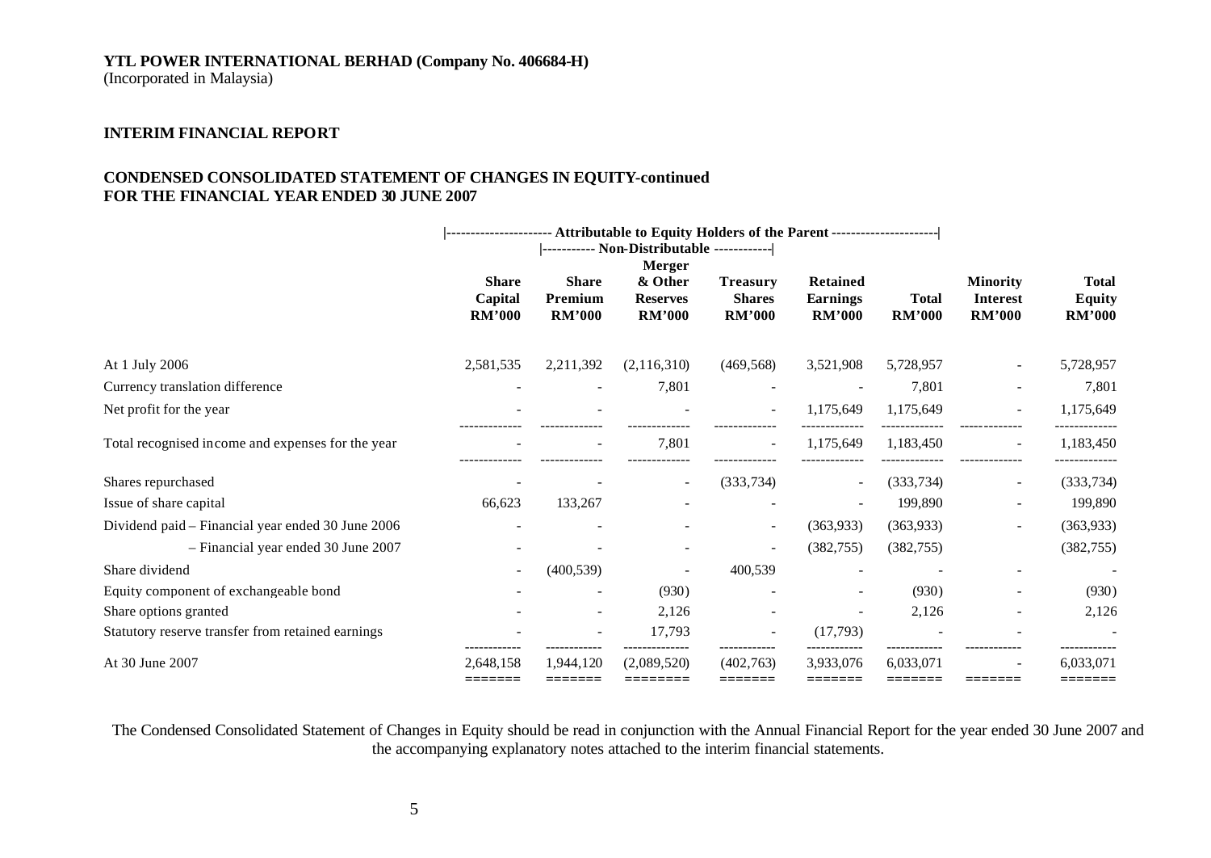**YTL POWER INTERNATIONAL BERHAD (Company No. 406684-H)**
(Incorporated in Malaysia)

**INTERIM FINANCIAL REPORT**

**CONDENSED CONSOLIDATED STATEMENT OF CHANGES IN EQUITY-continued**
**FOR THE FINANCIAL YEAR ENDED 30 JUNE 2007**

| | Attributable to Equity Holders of the Parent | | | | | | | |
|---|---|---|---|---|---|---|---|---|
| | | Non-Distributable | | | | | | |
| | Share Capital RM'000 | Share Premium RM'000 | Merger & Other Reserves RM'000 | Treasury Shares RM'000 | Retained Earnings RM'000 | Total RM'000 | Minority Interest RM'000 | Total Equity RM'000 |
| At 1 July 2006 | 2,581,535 | 2,211,392 | (2,116,310) | (469,568) | 3,521,908 | 5,728,957 | - | 5,728,957 |
| Currency translation difference | - | - | 7,801 | - | - | 7,801 | - | 7,801 |
| Net profit for the year | - | - | - | - | 1,175,649 | 1,175,649 | - | 1,175,649 |
| Total recognised income and expenses for the year | - | - | 7,801 | - | 1,175,649 | 1,183,450 | - | 1,183,450 |
| Shares repurchased | - | - | - | (333,734) | - | (333,734) | - | (333,734) |
| Issue of share capital | 66,623 | 133,267 | - | - | - | 199,890 | - | 199,890 |
| Dividend paid – Financial year ended 30 June 2006 | - | - | - | - | (363,933) | (363,933) | - | (363,933) |
| – Financial year ended 30 June 2007 | - | - | - | - | (382,755) | (382,755) | | (382,755) |
| Share dividend | - | (400,539) | - | 400,539 | - | - | - | - |
| Equity component of exchangeable bond | - | - | (930) | - | - | (930) | - | (930) |
| Share options granted | - | - | 2,126 | - | - | 2,126 | - | 2,126 |
| Statutory reserve transfer from retained earnings | - | - | 17,793 | - | (17,793) | - | - | - |
| At 30 June 2007 | 2,648,158 | 1,944,120 | (2,089,520) | (402,763) | 3,933,076 | 6,033,071 | - | 6,033,071 |

The Condensed Consolidated Statement of Changes in Equity should be read in conjunction with the Annual Financial Report for the year ended 30 June 2007 and the accompanying explanatory notes attached to the interim financial statements.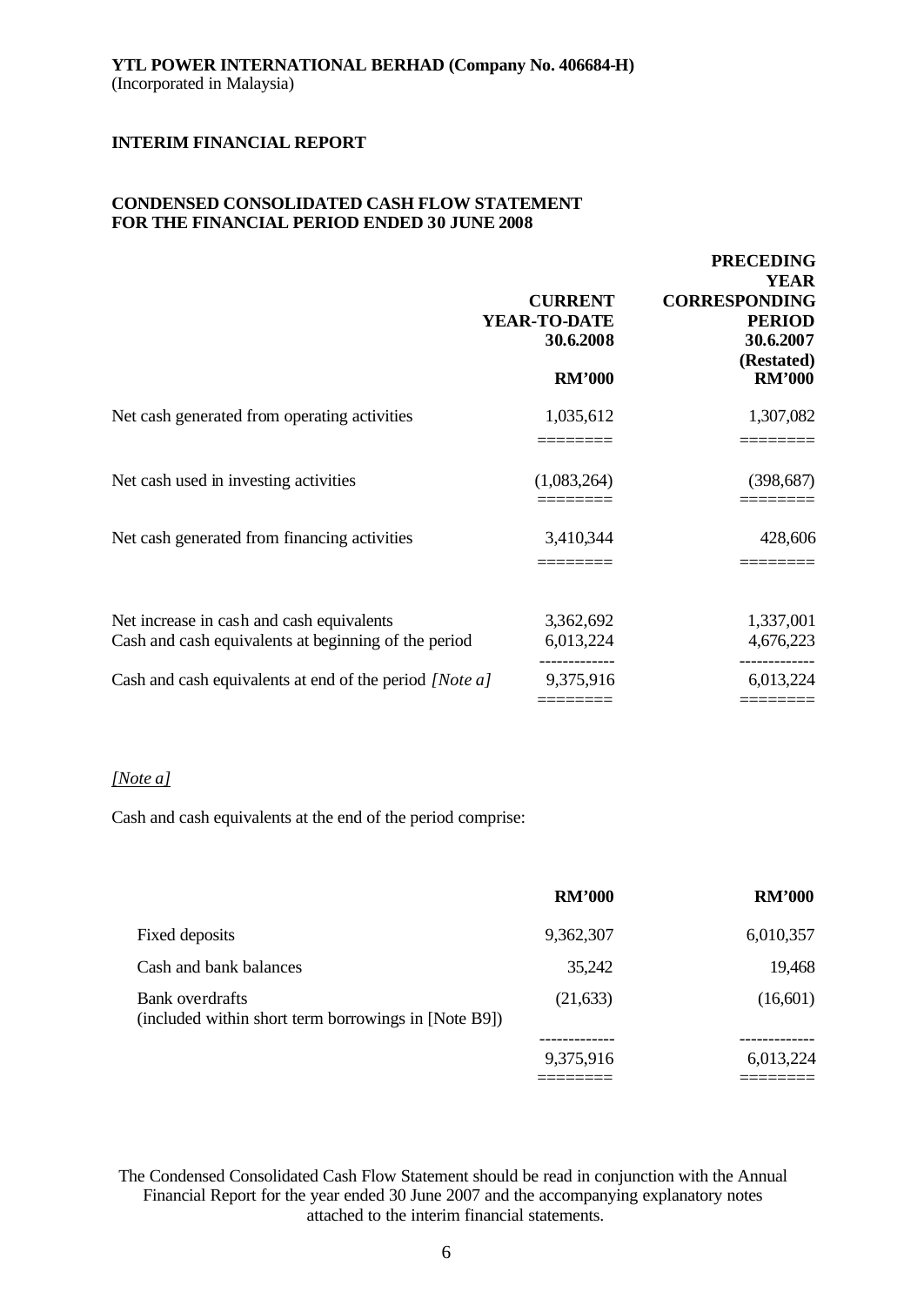**YTL POWER INTERNATIONAL BERHAD (Company No. 406684-H)**
(Incorporated in Malaysia)

**INTERIM FINANCIAL REPORT**

**CONDENSED CONSOLIDATED CASH FLOW STATEMENT**
**FOR THE FINANCIAL PERIOD ENDED 30 JUNE 2008**

| | CURRENT YEAR-TO-DATE 30.6.2008 | PRECEDING YEAR CORRESPONDING PERIOD 30.6.2007 (Restated) |
|---|---|---|
| | **RM'000** | **RM'000** |
| Net cash generated from operating activities | 1,035,612 | 1,307,082 |
| Net cash used in investing activities | (1,083,264) | (398,687) |
| Net cash generated from financing activities | 3,410,344 | 428,606 |
| Net increase in cash and cash equivalents | 3,362,692 | 1,337,001 |
| Cash and cash equivalents at beginning of the period | 6,013,224 | 4,676,223 |
| Cash and cash equivalents at end of the period *[Note a]* | 9,375,916 | 6,013,224 |

*[Note a]*

Cash and cash equivalents at the end of the period comprise:

| | **RM'000** | **RM'000** |
|---|---|---|
| Fixed deposits | 9,362,307 | 6,010,357 |
| Cash and bank balances | 35,242 | 19,468 |
| Bank overdrafts (included within short term borrowings in [Note B9]) | (21,633) | (16,601) |
| | 9,375,916 | 6,013,224 |

The Condensed Consolidated Cash Flow Statement should be read in conjunction with the Annual Financial Report for the year ended 30 June 2007 and the accompanying explanatory notes attached to the interim financial statements.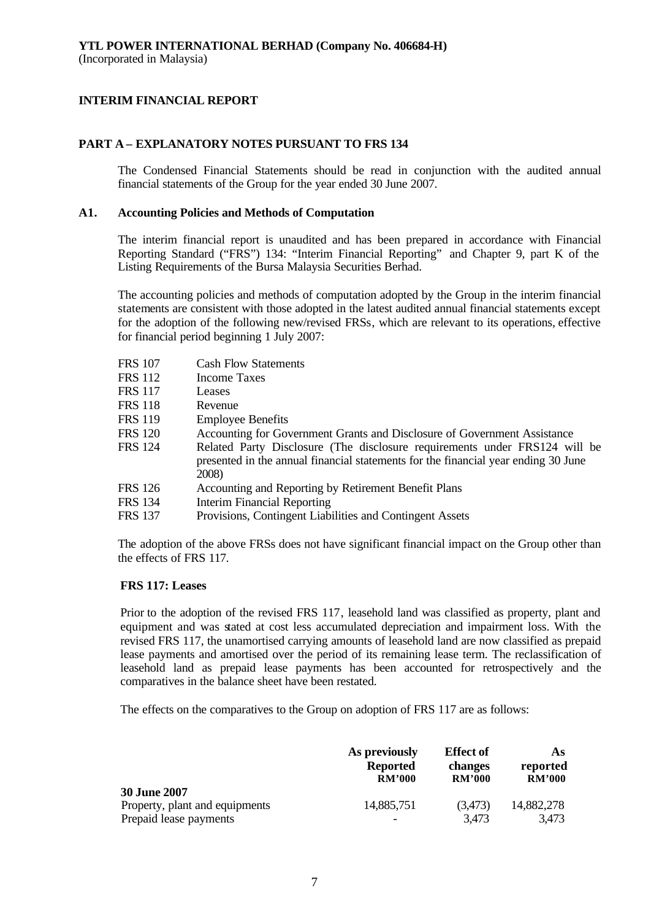**YTL POWER INTERNATIONAL BERHAD (Company No. 406684-H)**
(Incorporated in Malaysia)

## INTERIM FINANCIAL REPORT

### PART A – EXPLANATORY NOTES PURSUANT TO FRS 134

The Condensed Financial Statements should be read in conjunction with the audited annual financial statements of the Group for the year ended 30 June 2007.

### A1. Accounting Policies and Methods of Computation

The interim financial report is unaudited and has been prepared in accordance with Financial Reporting Standard ("FRS") 134: "Interim Financial Reporting" and Chapter 9, part K of the Listing Requirements of the Bursa Malaysia Securities Berhad.

The accounting policies and methods of computation adopted by the Group in the interim financial statements are consistent with those adopted in the latest audited annual financial statements except for the adoption of the following new/revised FRSs, which are relevant to its operations, effective for financial period beginning 1 July 2007:

| | |
|---|---|
| FRS 107 | Cash Flow Statements |
| FRS 112 | Income Taxes |
| FRS 117 | Leases |
| FRS 118 | Revenue |
| FRS 119 | Employee Benefits |
| FRS 120 | Accounting for Government Grants and Disclosure of Government Assistance |
| FRS 124 | Related Party Disclosure (The disclosure requirements under FRS124 will be presented in the annual financial statements for the financial year ending 30 June 2008) |
| FRS 126 | Accounting and Reporting by Retirement Benefit Plans |
| FRS 134 | Interim Financial Reporting |
| FRS 137 | Provisions, Contingent Liabilities and Contingent Assets |

The adoption of the above FRSs does not have significant financial impact on the Group other than the effects of FRS 117.

**FRS 117: Leases**

Prior to the adoption of the revised FRS 117, leasehold land was classified as property, plant and equipment and was stated at cost less accumulated depreciation and impairment loss. With the revised FRS 117, the unamortised carrying amounts of leasehold land are now classified as prepaid lease payments and amortised over the period of its remaining lease term. The reclassification of leasehold land as prepaid lease payments has been accounted for retrospectively and the comparatives in the balance sheet have been restated.

The effects on the comparatives to the Group on adoption of FRS 117 are as follows:

| | As previously Reported RM'000 | Effect of changes RM'000 | As reported RM'000 |
|---|---|---|---|
| **30 June 2007** | | | |
| Property, plant and equipments | 14,885,751 | (3,473) | 14,882,278 |
| Prepaid lease payments | - | 3,473 | 3,473 |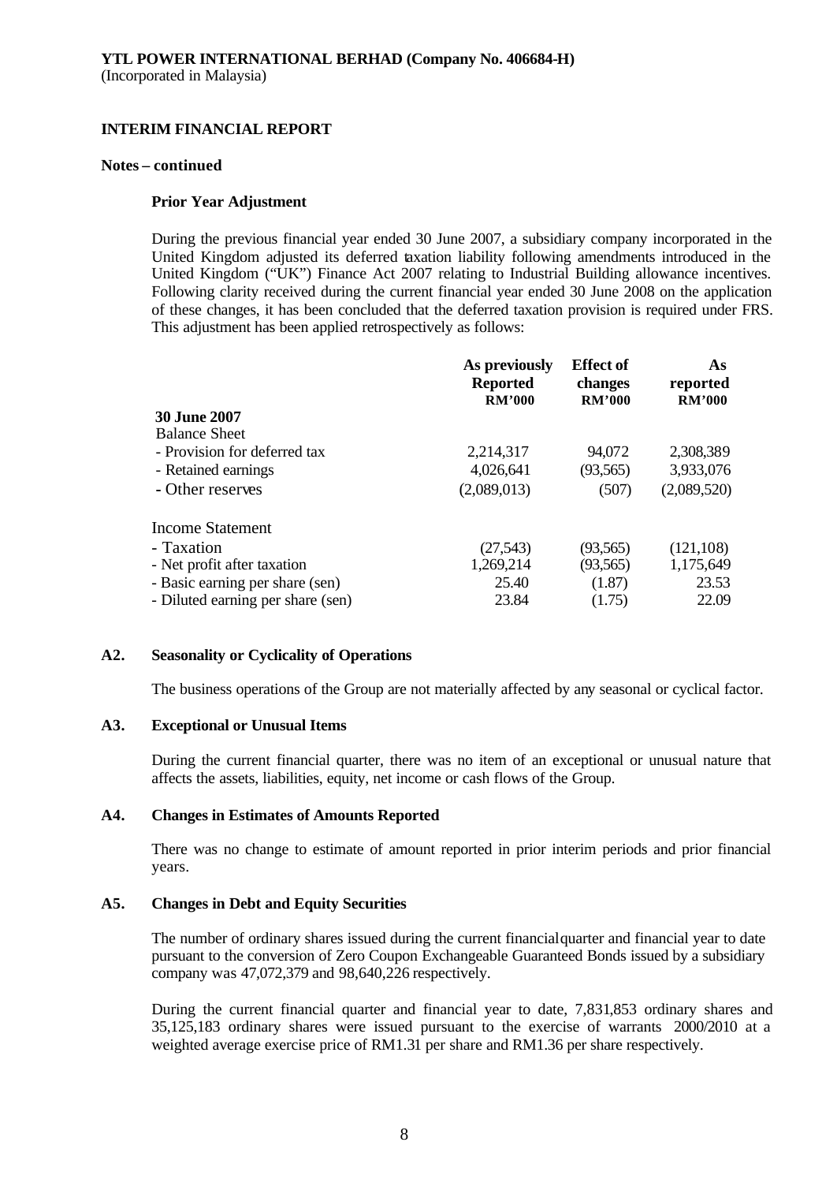**YTL POWER INTERNATIONAL BERHAD (Company No. 406684-H)**
(Incorporated in Malaysia)

**INTERIM FINANCIAL REPORT**

**Notes – continued**

**Prior Year Adjustment**

During the previous financial year ended 30 June 2007, a subsidiary company incorporated in the United Kingdom adjusted its deferred taxation liability following amendments introduced in the United Kingdom ("UK") Finance Act 2007 relating to Industrial Building allowance incentives. Following clarity received during the current financial year ended 30 June 2008 on the application of these changes, it has been concluded that the deferred taxation provision is required under FRS. This adjustment has been applied retrospectively as follows:

| | As previously Reported RM'000 | Effect of changes RM'000 | As reported RM'000 |
|---|---|---|---|
| **30 June 2007** | | | |
| Balance Sheet | | | |
| - Provision for deferred tax | 2,214,317 | 94,072 | 2,308,389 |
| - Retained earnings | 4,026,641 | (93,565) | 3,933,076 |
| - Other reserves | (2,089,013) | (507) | (2,089,520) |
| | | | |
| Income Statement | | | |
| - Taxation | (27,543) | (93,565) | (121,108) |
| - Net profit after taxation | 1,269,214 | (93,565) | 1,175,649 |
| - Basic earning per share (sen) | 25.40 | (1.87) | 23.53 |
| - Diluted earning per share (sen) | 23.84 | (1.75) | 22.09 |

**A2. Seasonality or Cyclicality of Operations**

The business operations of the Group are not materially affected by any seasonal or cyclical factor.

**A3. Exceptional or Unusual Items**

During the current financial quarter, there was no item of an exceptional or unusual nature that affects the assets, liabilities, equity, net income or cash flows of the Group.

**A4. Changes in Estimates of Amounts Reported**

There was no change to estimate of amount reported in prior interim periods and prior financial years.

**A5. Changes in Debt and Equity Securities**

The number of ordinary shares issued during the current financial quarter and financial year to date pursuant to the conversion of Zero Coupon Exchangeable Guaranteed Bonds issued by a subsidiary company was 47,072,379 and 98,640,226 respectively.

During the current financial quarter and financial year to date, 7,831,853 ordinary shares and 35,125,183 ordinary shares were issued pursuant to the exercise of warrants 2000/2010 at a weighted average exercise price of RM1.31 per share and RM1.36 per share respectively.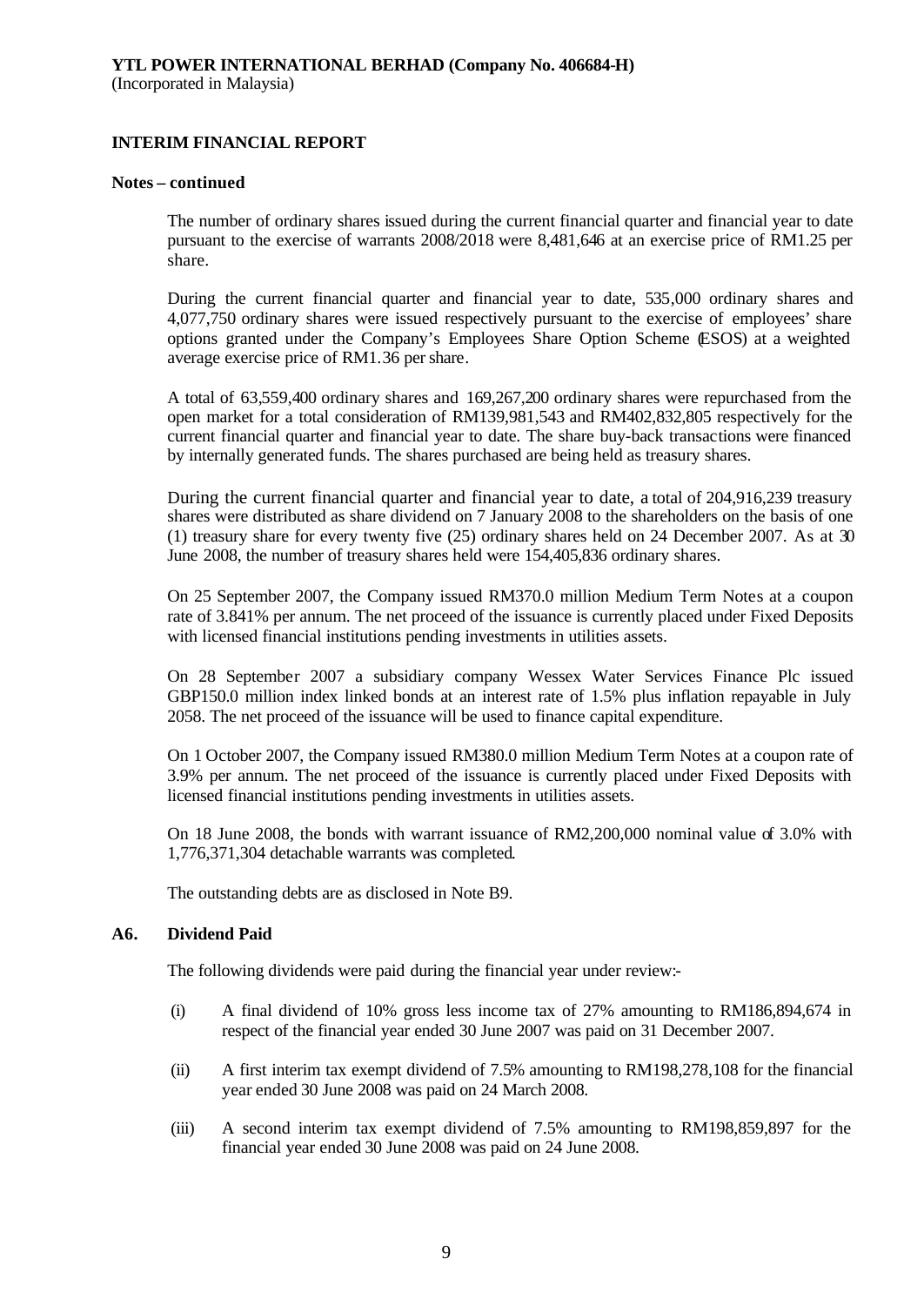**Notes – continued**

The number of ordinary shares issued during the current financial quarter and financial year to date pursuant to the exercise of warrants 2008/2018 were 8,481,646 at an exercise price of RM1.25 per share.

During the current financial quarter and financial year to date, 535,000 ordinary shares and 4,077,750 ordinary shares were issued respectively pursuant to the exercise of employees' share options granted under the Company's Employees Share Option Scheme (ESOS) at a weighted average exercise price of RM1.36 per share.

A total of 63,559,400 ordinary shares and 169,267,200 ordinary shares were repurchased from the open market for a total consideration of RM139,981,543 and RM402,832,805 respectively for the current financial quarter and financial year to date. The share buy-back transactions were financed by internally generated funds. The shares purchased are being held as treasury shares.

During the current financial quarter and financial year to date, a total of 204,916,239 treasury shares were distributed as share dividend on 7 January 2008 to the shareholders on the basis of one (1) treasury share for every twenty five (25) ordinary shares held on 24 December 2007. As at 30 June 2008, the number of treasury shares held were 154,405,836 ordinary shares.

On 25 September 2007, the Company issued RM370.0 million Medium Term Notes at a coupon rate of 3.841% per annum. The net proceed of the issuance is currently placed under Fixed Deposits with licensed financial institutions pending investments in utilities assets.

On 28 September 2007 a subsidiary company Wessex Water Services Finance Plc issued GBP150.0 million index linked bonds at an interest rate of 1.5% plus inflation repayable in July 2058. The net proceed of the issuance will be used to finance capital expenditure.

On 1 October 2007, the Company issued RM380.0 million Medium Term Notes at a coupon rate of 3.9% per annum. The net proceed of the issuance is currently placed under Fixed Deposits with licensed financial institutions pending investments in utilities assets.

On 18 June 2008, the bonds with warrant issuance of RM2,200,000 nominal value of 3.0% with 1,776,371,304 detachable warrants was completed.

The outstanding debts are as disclosed in Note B9.

**A6. Dividend Paid**

The following dividends were paid during the financial year under review:-

(i) A final dividend of 10% gross less income tax of 27% amounting to RM186,894,674 in respect of the financial year ended 30 June 2007 was paid on 31 December 2007.

(ii) A first interim tax exempt dividend of 7.5% amounting to RM198,278,108 for the financial year ended 30 June 2008 was paid on 24 March 2008.

(iii) A second interim tax exempt dividend of 7.5% amounting to RM198,859,897 for the financial year ended 30 June 2008 was paid on 24 June 2008.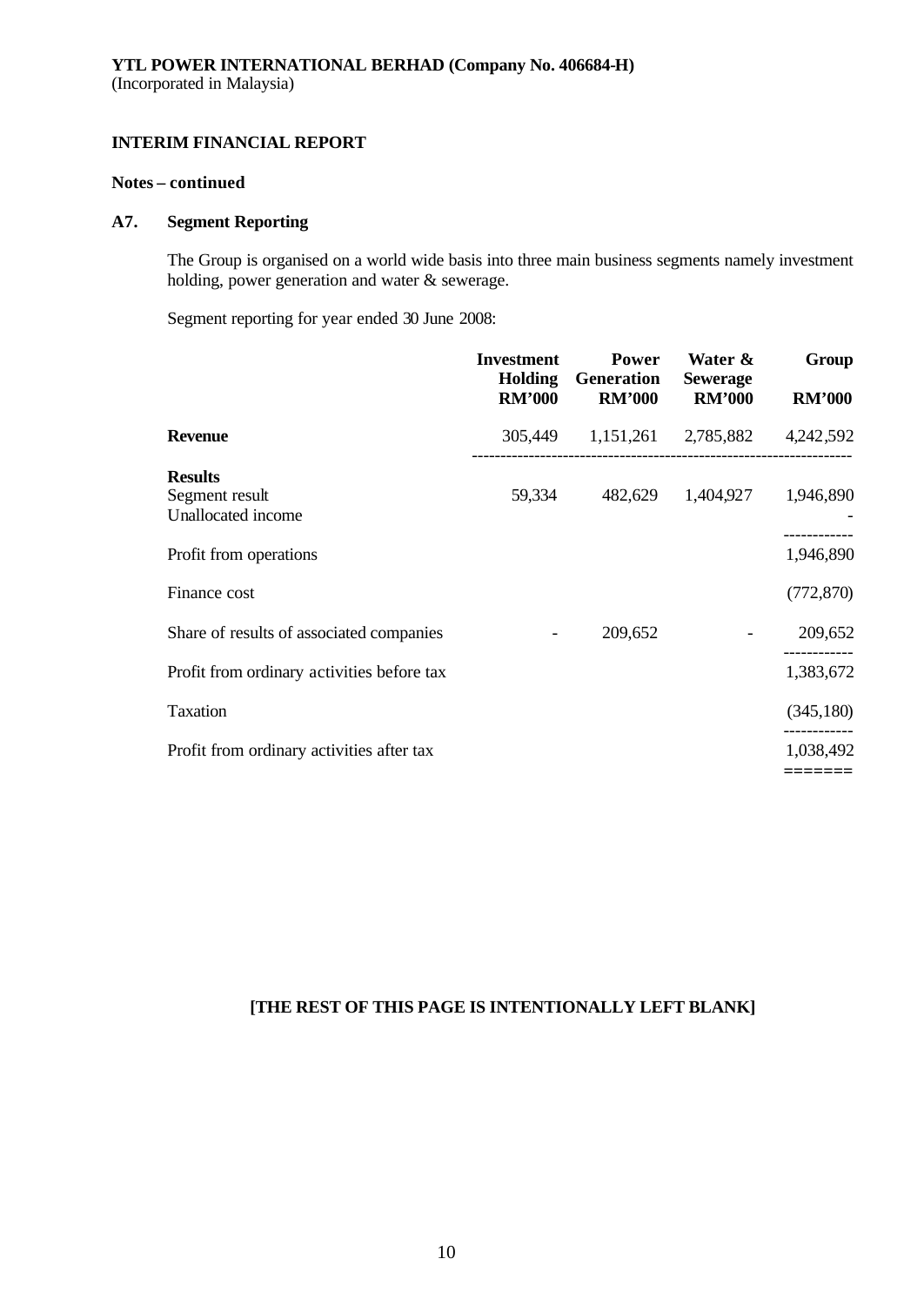**YTL POWER INTERNATIONAL BERHAD (Company No. 406684-H)**
(Incorporated in Malaysia)

**INTERIM FINANCIAL REPORT**

**Notes – continued**

### A7. Segment Reporting

The Group is organised on a world wide basis into three main business segments namely investment holding, power generation and water & sewerage.

Segment reporting for year ended 30 June 2008:

| | Investment Holding RM'000 | Power Generation RM'000 | Water & Sewerage RM'000 | Group RM'000 |
|---|---|---|---|---|
| **Revenue** | 305,449 | 1,151,261 | 2,785,882 | 4,242,592 |
| **Results** | | | | |
| Segment result | 59,334 | 482,629 | 1,404,927 | 1,946,890 |
| Unallocated income | | | | - |
| Profit from operations | | | | 1,946,890 |
| Finance cost | | | | (772,870) |
| Share of results of associated companies | - | 209,652 | - | 209,652 |
| Profit from ordinary activities before tax | | | | 1,383,672 |
| Taxation | | | | (345,180) |
| Profit from ordinary activities after tax | | | | 1,038,492 |

**[THE REST OF THIS PAGE IS INTENTIONALLY LEFT BLANK]**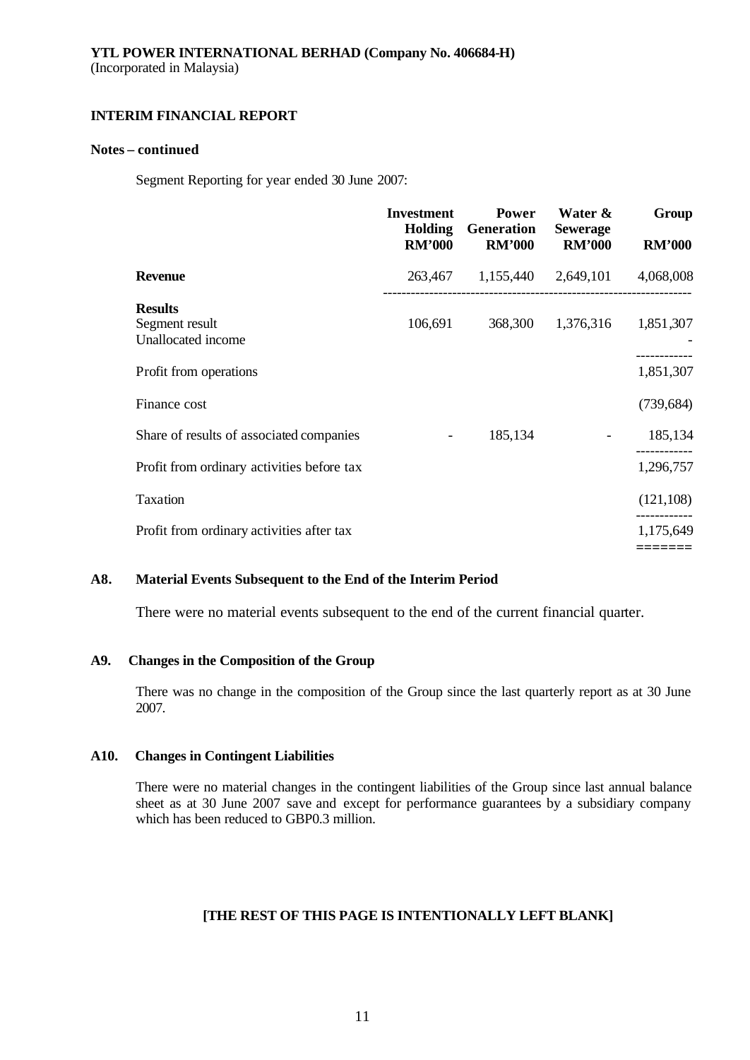**YTL POWER INTERNATIONAL BERHAD (Company No. 406684-H)**
(Incorporated in Malaysia)

**INTERIM FINANCIAL REPORT**

**Notes – continued**

Segment Reporting for year ended 30 June 2007:

| | Investment Holding RM'000 | Power Generation RM'000 | Water & Sewerage RM'000 | Group RM'000 |
|---|---|---|---|---|
| **Revenue** | 263,467 | 1,155,440 | 2,649,101 | 4,068,008 |
| **Results** | | | | |
| Segment result | 106,691 | 368,300 | 1,376,316 | 1,851,307 |
| Unallocated income | | | | - |
| Profit from operations | | | | 1,851,307 |
| Finance cost | | | | (739,684) |
| Share of results of associated companies | - | 185,134 | - | 185,134 |
| Profit from ordinary activities before tax | | | | 1,296,757 |
| Taxation | | | | (121,108) |
| Profit from ordinary activities after tax | | | | 1,175,649 |

### A8. Material Events Subsequent to the End of the Interim Period

There were no material events subsequent to the end of the current financial quarter.

### A9. Changes in the Composition of the Group

There was no change in the composition of the Group since the last quarterly report as at 30 June 2007.

### A10. Changes in Contingent Liabilities

There were no material changes in the contingent liabilities of the Group since last annual balance sheet as at 30 June 2007 save and except for performance guarantees by a subsidiary company which has been reduced to GBP0.3 million.

**[THE REST OF THIS PAGE IS INTENTIONALLY LEFT BLANK]**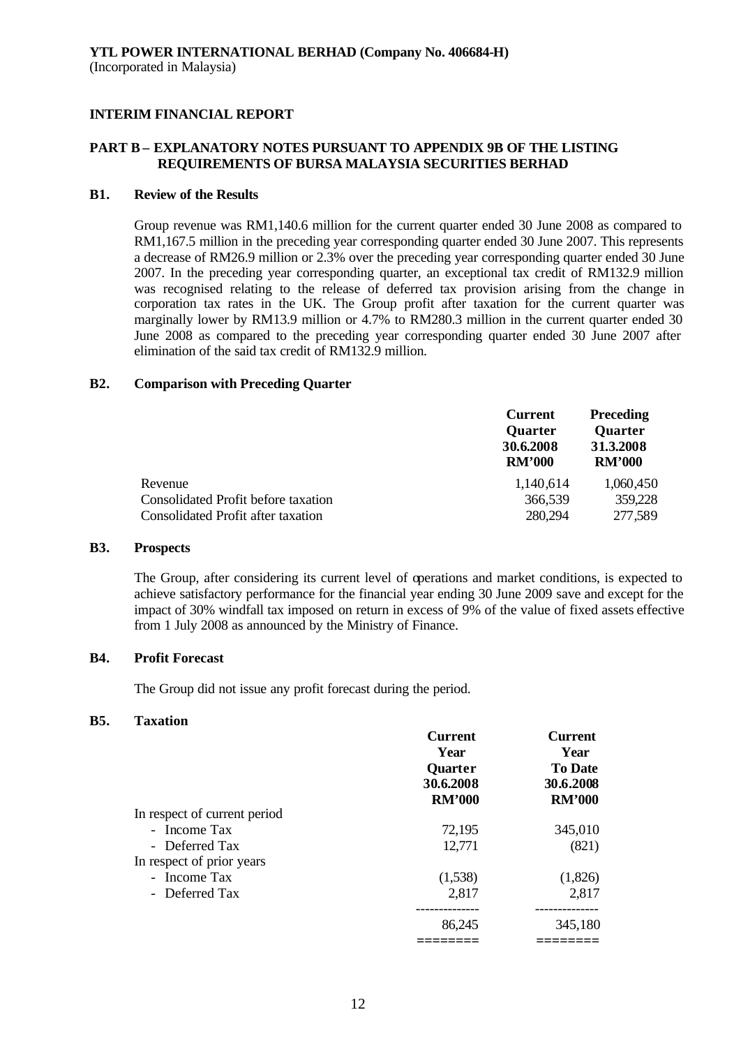**YTL POWER INTERNATIONAL BERHAD (Company No. 406684-H)**
(Incorporated in Malaysia)

**INTERIM FINANCIAL REPORT**

**PART B – EXPLANATORY NOTES PURSUANT TO APPENDIX 9B OF THE LISTING REQUIREMENTS OF BURSA MALAYSIA SECURITIES BERHAD**

**B1. Review of the Results**

Group revenue was RM1,140.6 million for the current quarter ended 30 June 2008 as compared to RM1,167.5 million in the preceding year corresponding quarter ended 30 June 2007. This represents a decrease of RM26.9 million or 2.3% over the preceding year corresponding quarter ended 30 June 2007. In the preceding year corresponding quarter, an exceptional tax credit of RM132.9 million was recognised relating to the release of deferred tax provision arising from the change in corporation tax rates in the UK. The Group profit after taxation for the current quarter was marginally lower by RM13.9 million or 4.7% to RM280.3 million in the current quarter ended 30 June 2008 as compared to the preceding year corresponding quarter ended 30 June 2007 after elimination of the said tax credit of RM132.9 million.

**B2. Comparison with Preceding Quarter**

| | Current Quarter 30.6.2008 RM'000 | Preceding Quarter 31.3.2008 RM'000 |
|---|---|---|
| Revenue | 1,140,614 | 1,060,450 |
| Consolidated Profit before taxation | 366,539 | 359,228 |
| Consolidated Profit after taxation | 280,294 | 277,589 |

**B3. Prospects**

The Group, after considering its current level of operations and market conditions, is expected to achieve satisfactory performance for the financial year ending 30 June 2009 save and except for the impact of 30% windfall tax imposed on return in excess of 9% of the value of fixed assets effective from 1 July 2008 as announced by the Ministry of Finance.

**B4. Profit Forecast**

The Group did not issue any profit forecast during the period.

**B5. Taxation**

| | Current Year Quarter 30.6.2008 RM'000 | Current Year To Date 30.6.2008 RM'000 |
|---|---|---|
| In respect of current period | | |
| - Income Tax | 72,195 | 345,010 |
| - Deferred Tax | 12,771 | (821) |
| In respect of prior years | | |
| - Income Tax | (1,538) | (1,826) |
| - Deferred Tax | 2,817 | 2,817 |
| | 86,245 | 345,180 |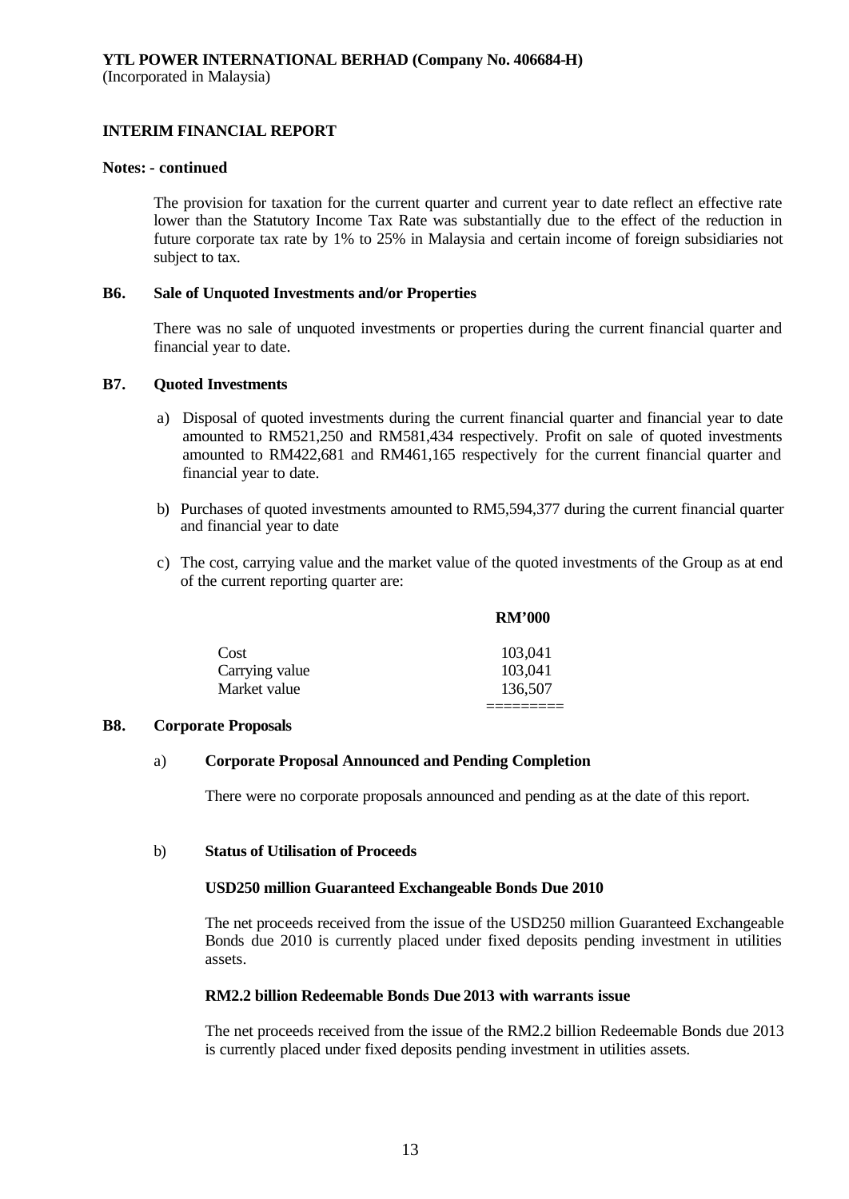**YTL POWER INTERNATIONAL BERHAD (Company No. 406684-H)**
(Incorporated in Malaysia)

**INTERIM FINANCIAL REPORT**

**Notes: - continued**

The provision for taxation for the current quarter and current year to date reflect an effective rate lower than the Statutory Income Tax Rate was substantially due to the effect of the reduction in future corporate tax rate by 1% to 25% in Malaysia and certain income of foreign subsidiaries not subject to tax.

**B6. Sale of Unquoted Investments and/or Properties**

There was no sale of unquoted investments or properties during the current financial quarter and financial year to date.

**B7. Quoted Investments**

a) Disposal of quoted investments during the current financial quarter and financial year to date amounted to RM521,250 and RM581,434 respectively. Profit on sale of quoted investments amounted to RM422,681 and RM461,165 respectively for the current financial quarter and financial year to date.

b) Purchases of quoted investments amounted to RM5,594,377 during the current financial quarter and financial year to date

c) The cost, carrying value and the market value of the quoted investments of the Group as at end of the current reporting quarter are:

| | RM'000 |
|---|---|
| Cost | 103,041 |
| Carrying value | 103,041 |
| Market value | 136,507 |

**B8. Corporate Proposals**

a) **Corporate Proposal Announced and Pending Completion**

There were no corporate proposals announced and pending as at the date of this report.

b) **Status of Utilisation of Proceeds**

**USD250 million Guaranteed Exchangeable Bonds Due 2010**

The net proceeds received from the issue of the USD250 million Guaranteed Exchangeable Bonds due 2010 is currently placed under fixed deposits pending investment in utilities assets.

**RM2.2 billion Redeemable Bonds Due 2013 with warrants issue**

The net proceeds received from the issue of the RM2.2 billion Redeemable Bonds due 2013 is currently placed under fixed deposits pending investment in utilities assets.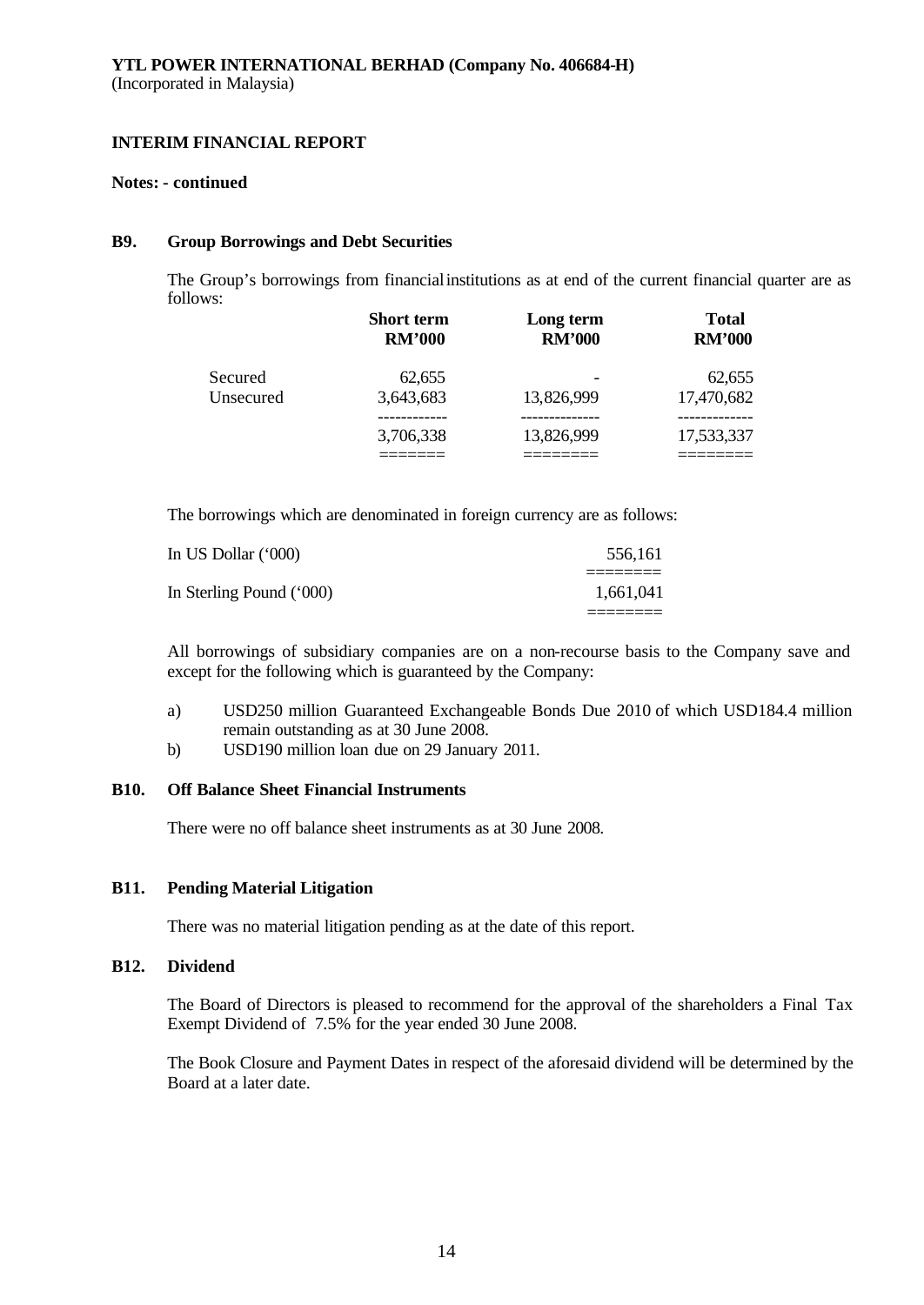**YTL POWER INTERNATIONAL BERHAD (Company No. 406684-H)**
(Incorporated in Malaysia)

**INTERIM FINANCIAL REPORT**

**Notes: - continued**

### B9. Group Borrowings and Debt Securities

The Group's borrowings from financial institutions as at end of the current financial quarter are as follows:

| | Short term RM'000 | Long term RM'000 | Total RM'000 |
|---|---|---|---|
| Secured | 62,655 | - | 62,655 |
| Unsecured | 3,643,683 | 13,826,999 | 17,470,682 |
| | 3,706,338 | 13,826,999 | 17,533,337 |

The borrowings which are denominated in foreign currency are as follows:

| | |
|---|---|
| In US Dollar ('000) | 556,161 |
| In Sterling Pound ('000) | 1,661,041 |

All borrowings of subsidiary companies are on a non-recourse basis to the Company save and except for the following which is guaranteed by the Company:

a) USD250 million Guaranteed Exchangeable Bonds Due 2010 of which USD184.4 million remain outstanding as at 30 June 2008.
b) USD190 million loan due on 29 January 2011.

### B10. Off Balance Sheet Financial Instruments

There were no off balance sheet instruments as at 30 June 2008.

### B11. Pending Material Litigation

There was no material litigation pending as at the date of this report.

### B12. Dividend

The Board of Directors is pleased to recommend for the approval of the shareholders a Final Tax Exempt Dividend of 7.5% for the year ended 30 June 2008.

The Book Closure and Payment Dates in respect of the aforesaid dividend will be determined by the Board at a later date.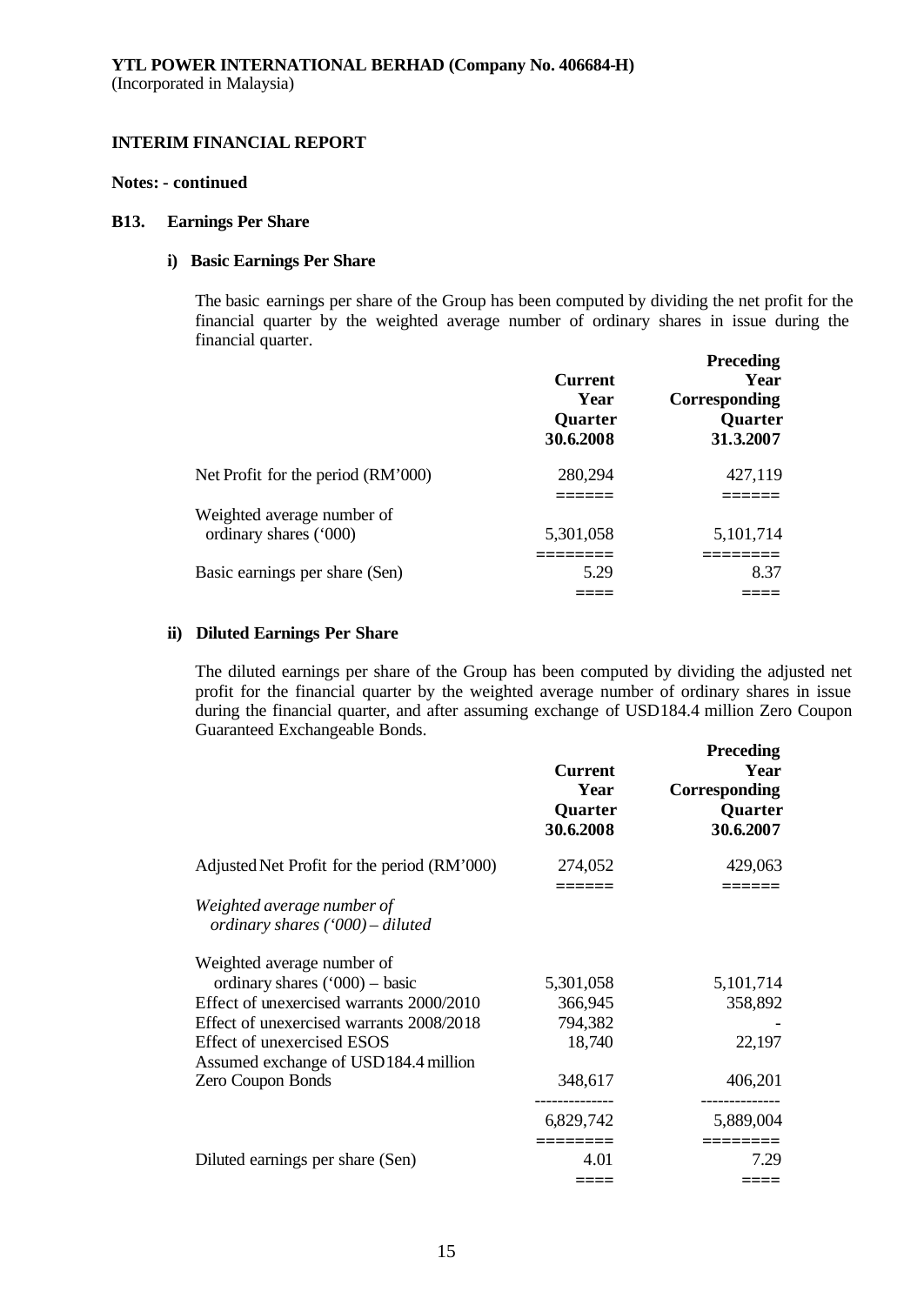**YTL POWER INTERNATIONAL BERHAD (Company No. 406684-H)**
(Incorporated in Malaysia)

**INTERIM FINANCIAL REPORT**

**Notes: - continued**

**B13. Earnings Per Share**

**i) Basic Earnings Per Share**

The basic earnings per share of the Group has been computed by dividing the net profit for the financial quarter by the weighted average number of ordinary shares in issue during the financial quarter.

| | Current Year Quarter 30.6.2008 | Preceding Year Corresponding Quarter 31.3.2007 |
|---|---|---|
| Net Profit for the period (RM'000) | 280,294 | 427,119 |
| Weighted average number of ordinary shares ('000) | 5,301,058 | 5,101,714 |
| Basic earnings per share (Sen) | 5.29 | 8.37 |

**ii) Diluted Earnings Per Share**

The diluted earnings per share of the Group has been computed by dividing the adjusted net profit for the financial quarter by the weighted average number of ordinary shares in issue during the financial quarter, and after assuming exchange of USD184.4 million Zero Coupon Guaranteed Exchangeable Bonds.

| | Current Year Quarter 30.6.2008 | Preceding Year Corresponding Quarter 30.6.2007 |
|---|---|---|
| Adjusted Net Profit for the period (RM'000) | 274,052 | 429,063 |
| *Weighted average number of ordinary shares ('000) – diluted* | | |
| Weighted average number of ordinary shares ('000) – basic | 5,301,058 | 5,101,714 |
| Effect of unexercised warrants 2000/2010 | 366,945 | 358,892 |
| Effect of unexercised warrants 2008/2018 | 794,382 | - |
| Effect of unexercised ESOS | 18,740 | 22,197 |
| Assumed exchange of USD184.4 million Zero Coupon Bonds | 348,617 | 406,201 |
| | 6,829,742 | 5,889,004 |
| Diluted earnings per share (Sen) | 4.01 | 7.29 |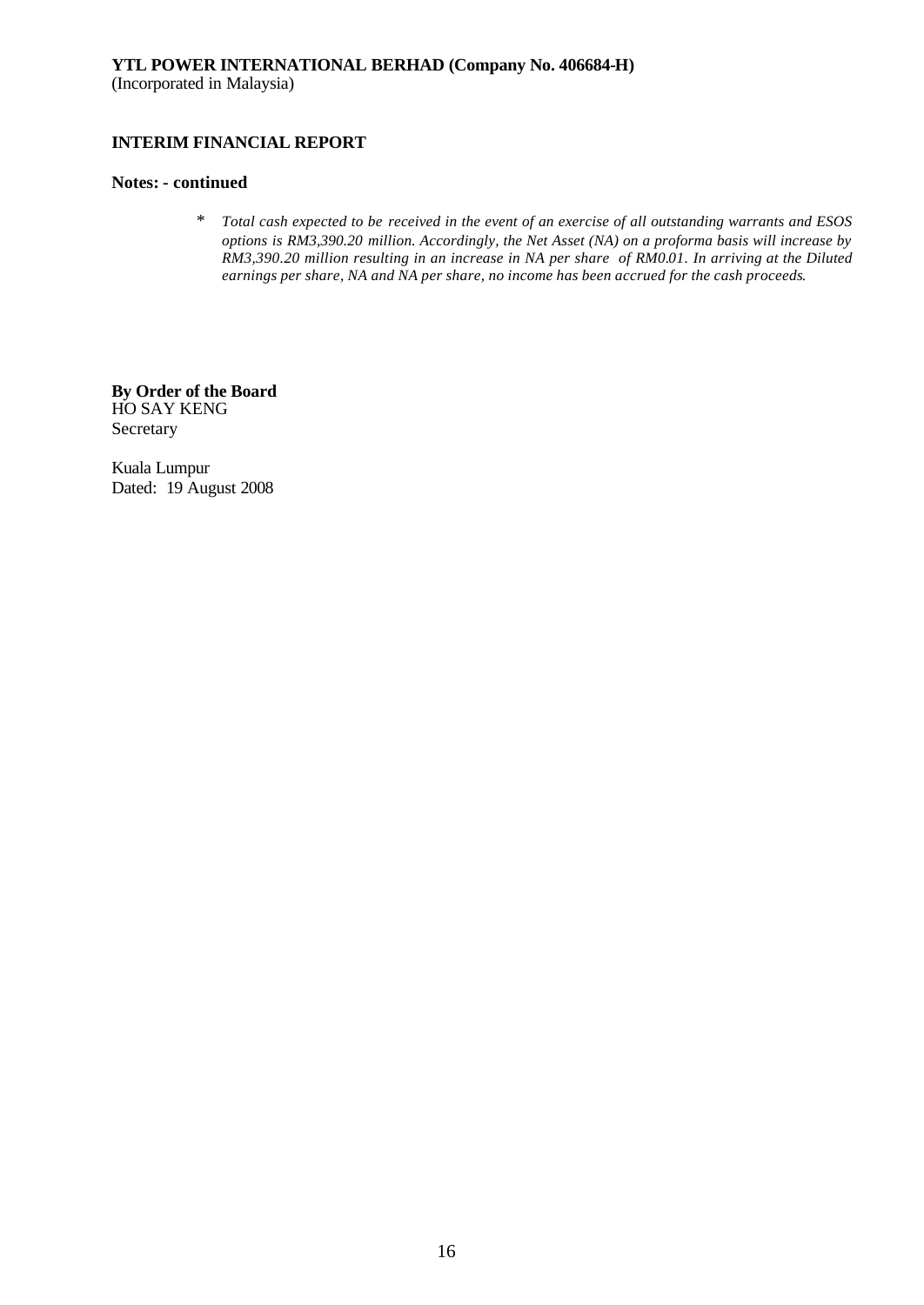**YTL POWER INTERNATIONAL BERHAD (Company No. 406684-H)**
(Incorporated in Malaysia)

**INTERIM FINANCIAL REPORT**

**Notes: - continued**

\* *Total cash expected to be received in the event of an exercise of all outstanding warrants and ESOS options is RM3,390.20 million. Accordingly, the Net Asset (NA) on a proforma basis will increase by RM3,390.20 million resulting in an increase in NA per share of RM0.01. In arriving at the Diluted earnings per share, NA and NA per share, no income has been accrued for the cash proceeds.*

**By Order of the Board**
HO SAY KENG
Secretary

Kuala Lumpur
Dated: 19 August 2008